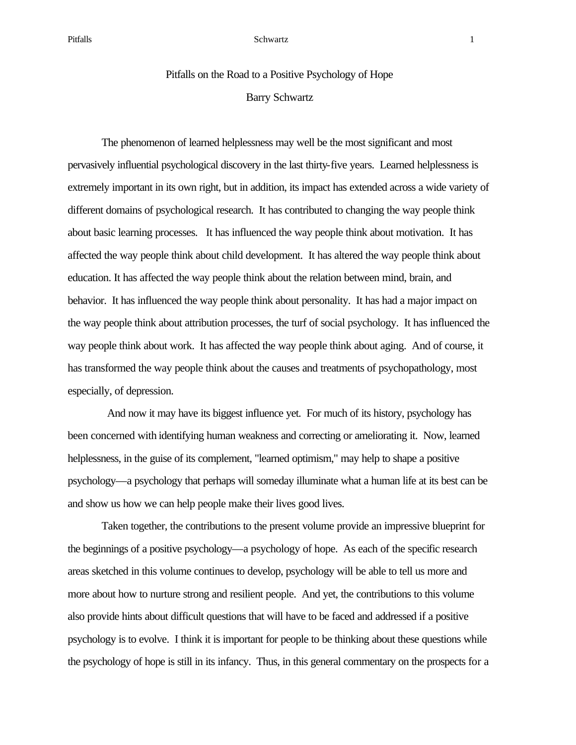# Pitfalls on the Road to a Positive Psychology of Hope

Barry Schwartz

The phenomenon of learned helplessness may well be the most significant and most pervasively influential psychological discovery in the last thirty-five years. Learned helplessness is extremely important in its own right, but in addition, its impact has extended across a wide variety of different domains of psychological research. It has contributed to changing the way people think about basic learning processes. It has influenced the way people think about motivation. It has affected the way people think about child development. It has altered the way people think about education. It has affected the way people think about the relation between mind, brain, and behavior. It has influenced the way people think about personality. It has had a major impact on the way people think about attribution processes, the turf of social psychology. It has influenced the way people think about work. It has affected the way people think about aging. And of course, it has transformed the way people think about the causes and treatments of psychopathology, most especially, of depression.

And now it may have its biggest influence yet. For much of its history, psychology has been concerned with identifying human weakness and correcting or ameliorating it. Now, learned helplessness, in the guise of its complement, "learned optimism," may help to shape a positive psychology—a psychology that perhaps will someday illuminate what a human life at its best can be and show us how we can help people make their lives good lives.

Taken together, the contributions to the present volume provide an impressive blueprint for the beginnings of a positive psychology—a psychology of hope. As each of the specific research areas sketched in this volume continues to develop, psychology will be able to tell us more and more about how to nurture strong and resilient people. And yet, the contributions to this volume also provide hints about difficult questions that will have to be faced and addressed if a positive psychology is to evolve. I think it is important for people to be thinking about these questions while the psychology of hope is still in its infancy. Thus, in this general commentary on the prospects for a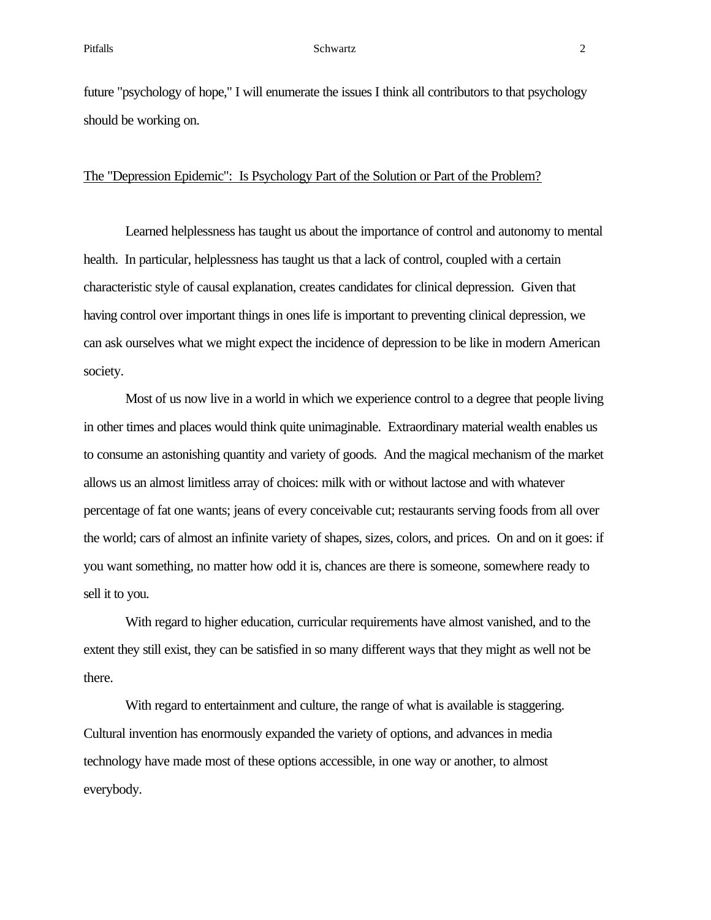future "psychology of hope," I will enumerate the issues I think all contributors to that psychology should be working on.

## The "Depression Epidemic": Is Psychology Part of the Solution or Part of the Problem?

Learned helplessness has taught us about the importance of control and autonomy to mental health. In particular, helplessness has taught us that a lack of control, coupled with a certain characteristic style of causal explanation, creates candidates for clinical depression. Given that having control over important things in ones life is important to preventing clinical depression, we can ask ourselves what we might expect the incidence of depression to be like in modern American society.

Most of us now live in a world in which we experience control to a degree that people living in other times and places would think quite unimaginable. Extraordinary material wealth enables us to consume an astonishing quantity and variety of goods. And the magical mechanism of the market allows us an almost limitless array of choices: milk with or without lactose and with whatever percentage of fat one wants; jeans of every conceivable cut; restaurants serving foods from all over the world; cars of almost an infinite variety of shapes, sizes, colors, and prices. On and on it goes: if you want something, no matter how odd it is, chances are there is someone, somewhere ready to sell it to you.

With regard to higher education, curricular requirements have almost vanished, and to the extent they still exist, they can be satisfied in so many different ways that they might as well not be there.

With regard to entertainment and culture, the range of what is available is staggering. Cultural invention has enormously expanded the variety of options, and advances in media technology have made most of these options accessible, in one way or another, to almost everybody.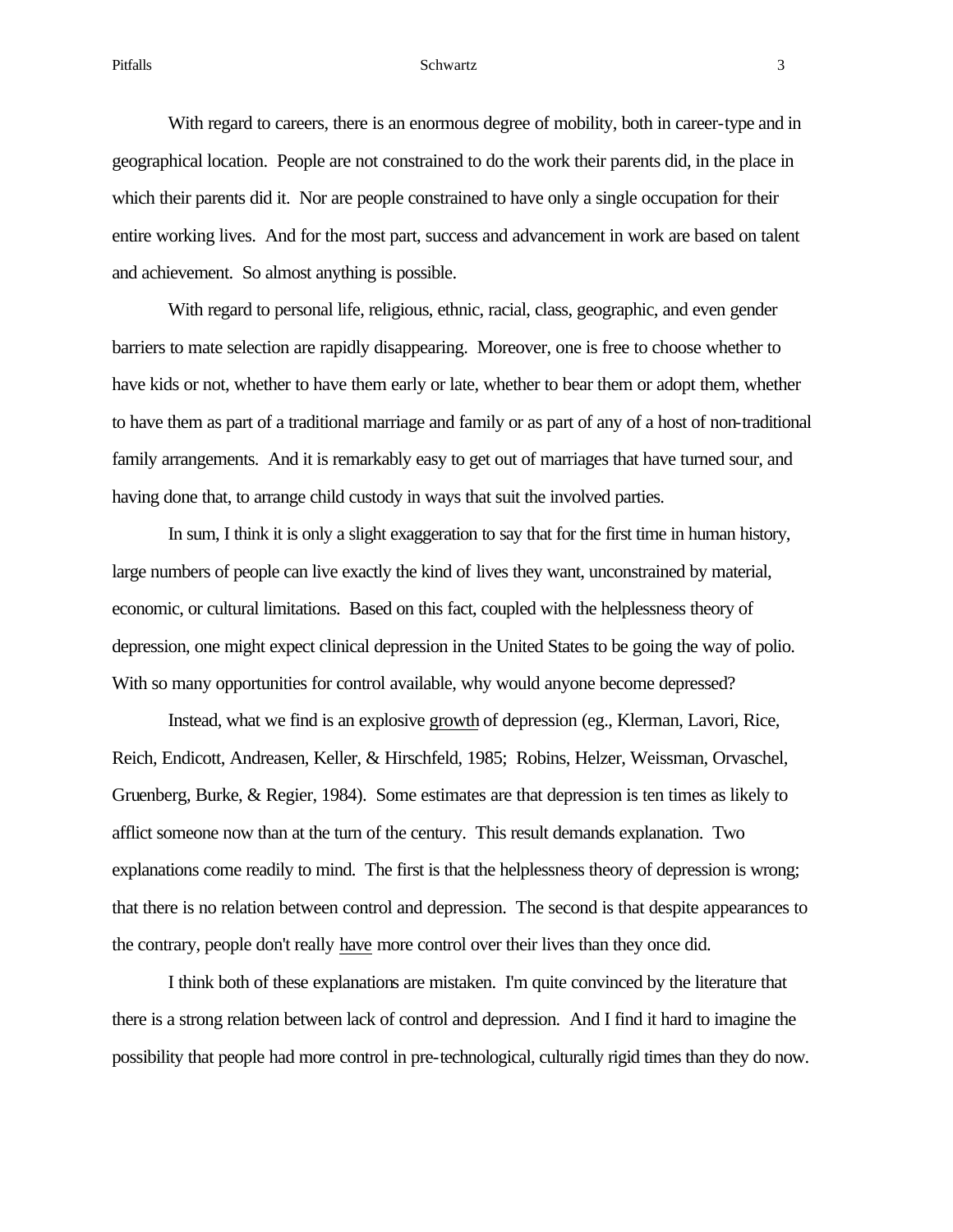With regard to careers, there is an enormous degree of mobility, both in career-type and in geographical location. People are not constrained to do the work their parents did, in the place in which their parents did it. Nor are people constrained to have only a single occupation for their entire working lives. And for the most part, success and advancement in work are based on talent and achievement. So almost anything is possible.

With regard to personal life, religious, ethnic, racial, class, geographic, and even gender barriers to mate selection are rapidly disappearing. Moreover, one is free to choose whether to have kids or not, whether to have them early or late, whether to bear them or adopt them, whether to have them as part of a traditional marriage and family or as part of any of a host of non-traditional family arrangements. And it is remarkably easy to get out of marriages that have turned sour, and having done that, to arrange child custody in ways that suit the involved parties.

In sum, I think it is only a slight exaggeration to say that for the first time in human history, large numbers of people can live exactly the kind of lives they want, unconstrained by material, economic, or cultural limitations. Based on this fact, coupled with the helplessness theory of depression, one might expect clinical depression in the United States to be going the way of polio. With so many opportunities for control available, why would anyone become depressed?

Instead, what we find is an explosive <u>growth</u> of depression (eg., Klerman, Lavori, Rice, Reich, Endicott, Andreasen, Keller, & Hirschfeld, 1985; Robins, Helzer, Weissman, Orvaschel, Gruenberg, Burke, & Regier, 1984). Some estimates are that depression is ten times as likely to afflict someone now than at the turn of the century. This result demands explanation. Two explanations come readily to mind. The first is that the helplessness theory of depression is wrong; that there is no relation between control and depression. The second is that despite appearances to the contrary, people don't really <u>have</u> more control over their lives than they once did.

I think both of these explanations are mistaken. I'm quite convinced by the literature that there is a strong relation between lack of control and depression. And I find it hard to imagine the possibility that people had more control in pre-technological, culturally rigid times than they do now.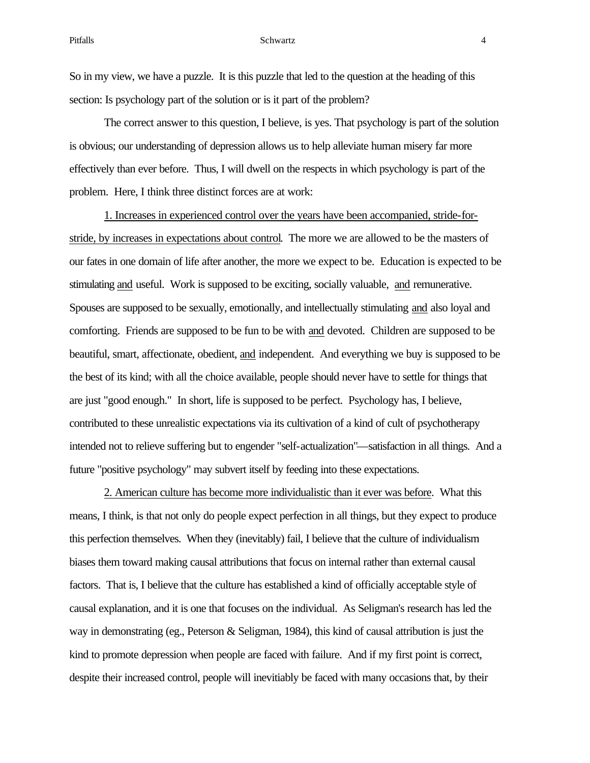So in my view, we have a puzzle. It is this puzzle that led to the question at the heading of this section: Is psychology part of the solution or is it part of the problem?

The correct answer to this question, I believe, is yes. That psychology is part of the solution is obvious; our understanding of depression allows us to help alleviate human misery far more effectively than ever before. Thus, I will dwell on the respects in which psychology is part of the problem. Here, I think three distinct forces are at work:

1. <u>Increases in experienced control over the years have been accompanied, stride-for-stride, by increases in expectations about control</u>. The more we are allowed to be the masters of our fates in one domain of life after another, the more we expect to be. Education is expected to be stimulating <u>and</u> useful. Work is supposed to be exciting, socially valuable, <u>and</u> remunerative. Spouses are supposed to be sexually, emotionally, and intellectually stimulating <u>and</u> also loyal and comforting. Friends are supposed to be fun to be with <u>and</u> devoted. Children are supposed to be beautiful, smart, affectionate, obedient, <u>and</u> independent. And everything we buy is supposed to be the best of its kind; with all the choice available, people should never have to settle for things that are just "good enough." In short, life is supposed to be perfect. Psychology has, I believe, contributed to these unrealistic expectations via its cultivation of a kind of cult of psychotherapy intended not to relieve suffering but to engender "self-actualization"—satisfaction in all things. And a future "positive psychology" may subvert itself by feeding into these expectations.

2. <u>American culture has become more individualistic than it ever was before</u>. What this means, I think, is that not only do people expect perfection in all things, but they expect to produce this perfection themselves. When they (inevitably) fail, I believe that the culture of individualism biases them toward making causal attributions that focus on internal rather than external causal factors. That is, I believe that the culture has established a kind of officially acceptable style of causal explanation, and it is one that focuses on the individual. As Seligman's research has led the way in demonstrating (eg., Peterson & Seligman, 1984), this kind of causal attribution is just the kind to promote depression when people are faced with failure. And if my first point is correct, despite their increased control, people will inevitiably be faced with many occasions that, by their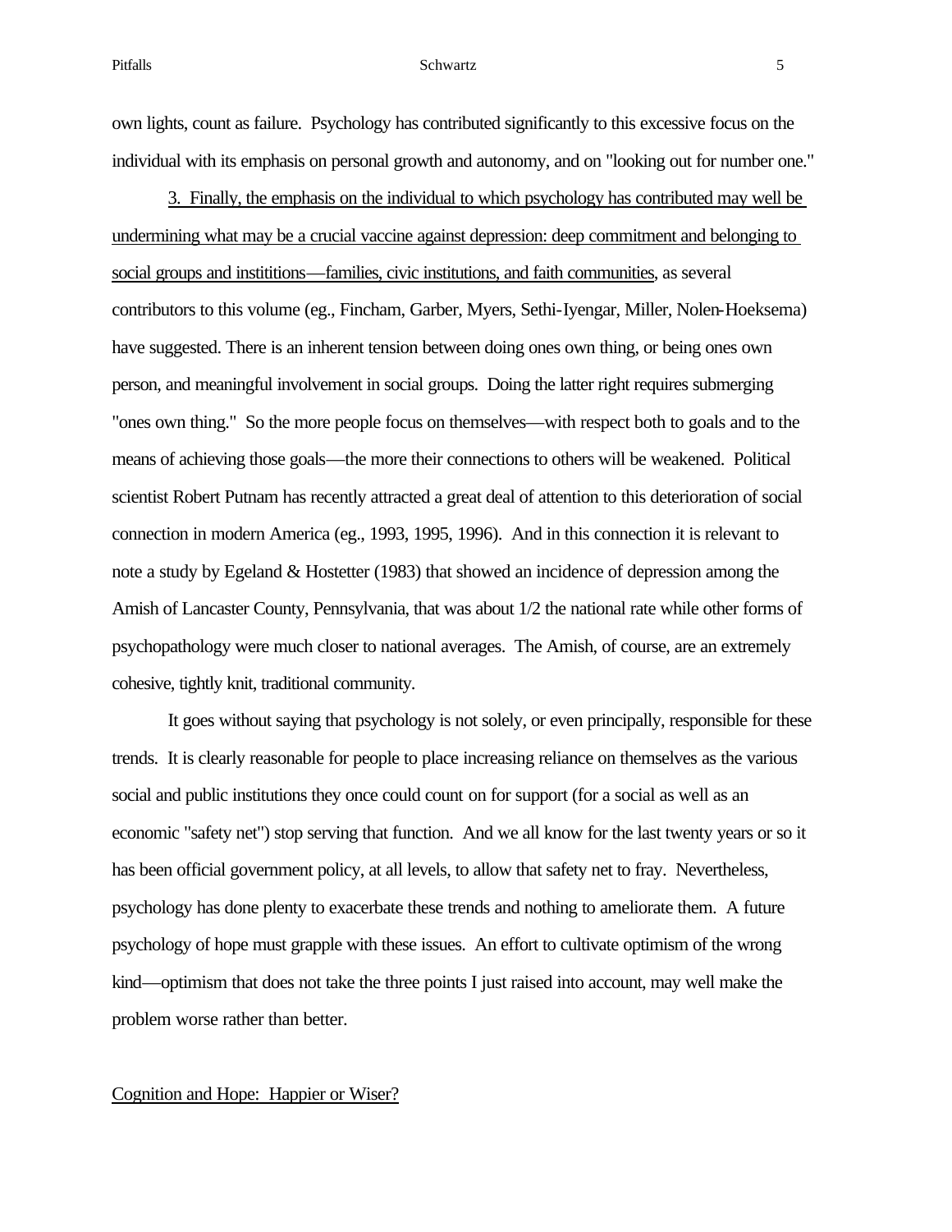own lights, count as failure. Psychology has contributed significantly to this excessive focus on the individual with its emphasis on personal growth and autonomy, and on "looking out for number one."

<u>3. Finally, the emphasis on the individual to which psychology has contributed may well be undermining what may be a crucial vaccine against depression: deep commitment and belonging to social groups and instititions—families, civic institutions, and faith communities</u>, as several contributors to this volume (eg., Fincham, Garber, Myers, Sethi-Iyengar, Miller, Nolen-Hoeksema) have suggested. There is an inherent tension between doing ones own thing, or being ones own person, and meaningful involvement in social groups. Doing the latter right requires submerging "ones own thing." So the more people focus on themselves—with respect both to goals and to the means of achieving those goals—the more their connections to others will be weakened. Political scientist Robert Putnam has recently attracted a great deal of attention to this deterioration of social connection in modern America (eg., 1993, 1995, 1996). And in this connection it is relevant to note a study by Egeland & Hostetter (1983) that showed an incidence of depression among the Amish of Lancaster County, Pennsylvania, that was about 1/2 the national rate while other forms of psychopathology were much closer to national averages. The Amish, of course, are an extremely cohesive, tightly knit, traditional community.

It goes without saying that psychology is not solely, or even principally, responsible for these trends. It is clearly reasonable for people to place increasing reliance on themselves as the various social and public institutions they once could count on for support (for a social as well as an economic "safety net") stop serving that function. And we all know for the last twenty years or so it has been official government policy, at all levels, to allow that safety net to fray. Nevertheless, psychology has done plenty to exacerbate these trends and nothing to ameliorate them. A future psychology of hope must grapple with these issues. An effort to cultivate optimism of the wrong kind—optimism that does not take the three points I just raised into account, may well make the problem worse rather than better.

## <u>Cognition and Hope: Happier or Wiser?</u>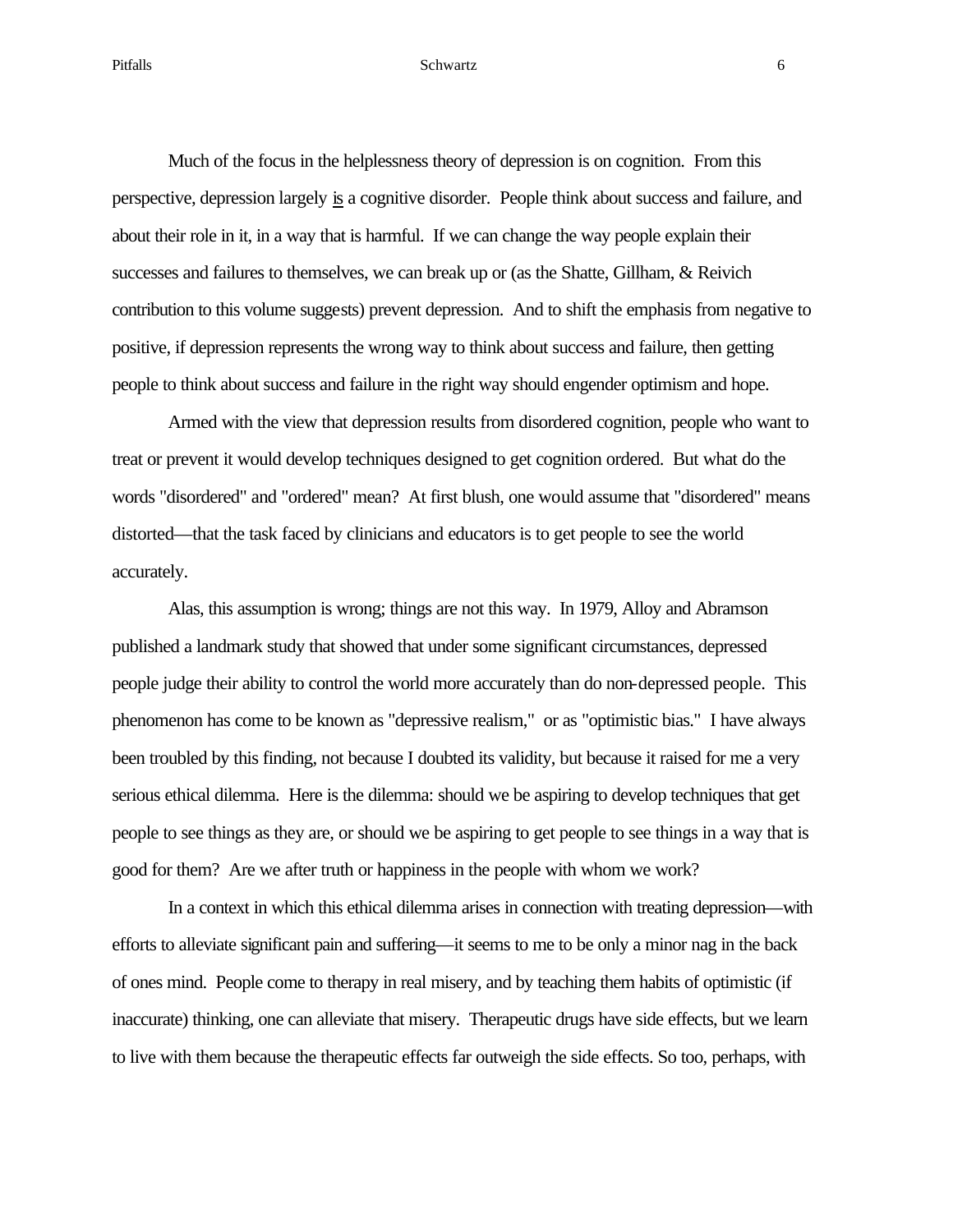Much of the focus in the helplessness theory of depression is on cognition. From this perspective, depression largely <u>is</u> a cognitive disorder. People think about success and failure, and about their role in it, in a way that is harmful. If we can change the way people explain their successes and failures to themselves, we can break up or (as the Shatte, Gillham, & Reivich contribution to this volume suggests) prevent depression. And to shift the emphasis from negative to positive, if depression represents the wrong way to think about success and failure, then getting people to think about success and failure in the right way should engender optimism and hope.

Armed with the view that depression results from disordered cognition, people who want to treat or prevent it would develop techniques designed to get cognition ordered. But what do the words "disordered" and "ordered" mean? At first blush, one would assume that "disordered" means distorted—that the task faced by clinicians and educators is to get people to see the world accurately.

Alas, this assumption is wrong; things are not this way. In 1979, Alloy and Abramson published a landmark study that showed that under some significant circumstances, depressed people judge their ability to control the world more accurately than do non-depressed people. This phenomenon has come to be known as "depressive realism," or as "optimistic bias." I have always been troubled by this finding, not because I doubted its validity, but because it raised for me a very serious ethical dilemma. Here is the dilemma: should we be aspiring to develop techniques that get people to see things as they are, or should we be aspiring to get people to see things in a way that is good for them? Are we after truth or happiness in the people with whom we work?

In a context in which this ethical dilemma arises in connection with treating depression—with efforts to alleviate significant pain and suffering—it seems to me to be only a minor nag in the back of ones mind. People come to therapy in real misery, and by teaching them habits of optimistic (if inaccurate) thinking, one can alleviate that misery. Therapeutic drugs have side effects, but we learn to live with them because the therapeutic effects far outweigh the side effects. So too, perhaps, with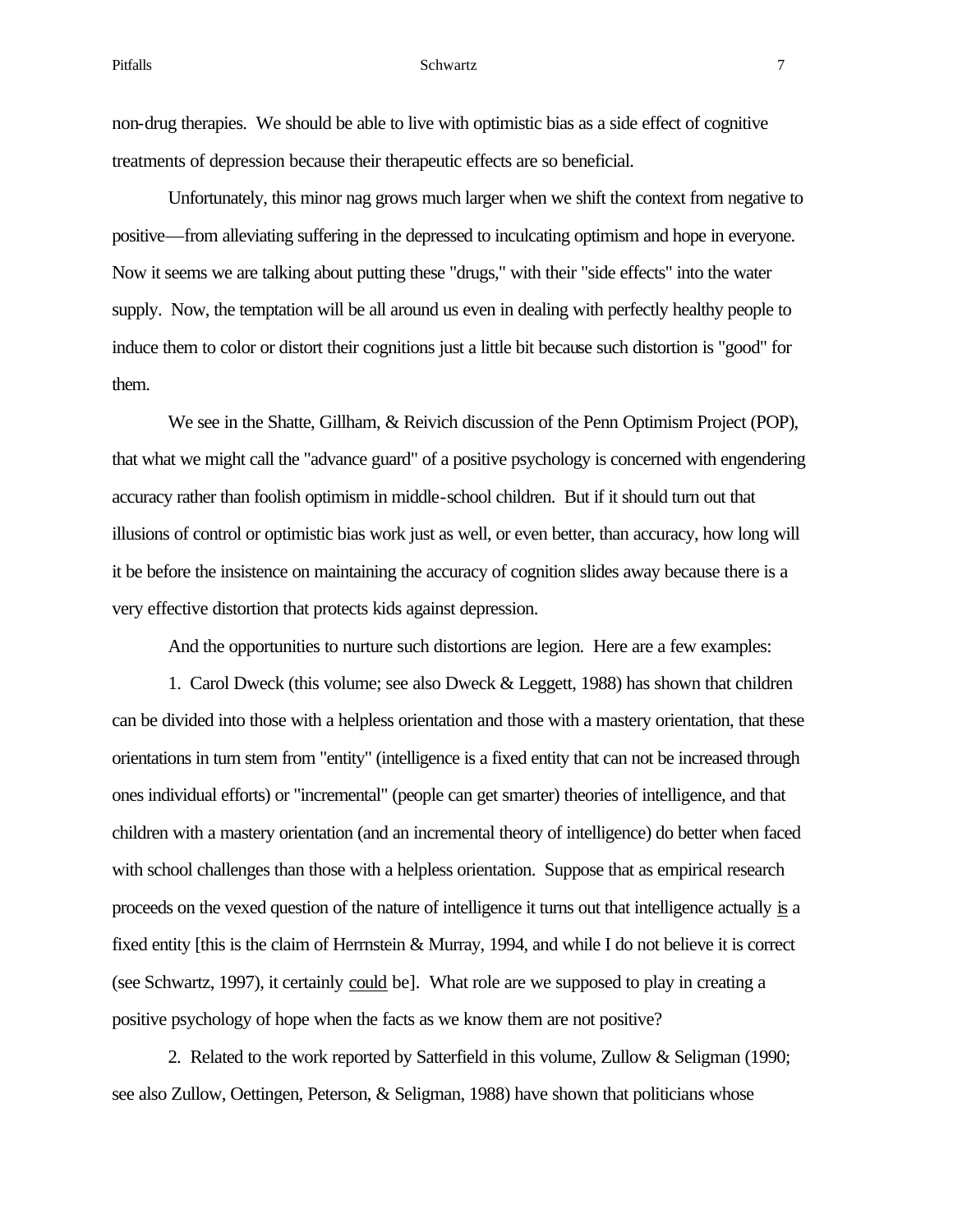non-drug therapies. We should be able to live with optimistic bias as a side effect of cognitive treatments of depression because their therapeutic effects are so beneficial.

Unfortunately, this minor nag grows much larger when we shift the context from negative to positive—from alleviating suffering in the depressed to inculcating optimism and hope in everyone. Now it seems we are talking about putting these "drugs," with their "side effects" into the water supply. Now, the temptation will be all around us even in dealing with perfectly healthy people to induce them to color or distort their cognitions just a little bit because such distortion is "good" for them.

We see in the Shatte, Gillham, & Reivich discussion of the Penn Optimism Project (POP), that what we might call the "advance guard" of a positive psychology is concerned with engendering accuracy rather than foolish optimism in middle-school children. But if it should turn out that illusions of control or optimistic bias work just as well, or even better, than accuracy, how long will it be before the insistence on maintaining the accuracy of cognition slides away because there is a very effective distortion that protects kids against depression.

And the opportunities to nurture such distortions are legion. Here are a few examples:

1. Carol Dweck (this volume; see also Dweck & Leggett, 1988) has shown that children can be divided into those with a helpless orientation and those with a mastery orientation, that these orientations in turn stem from "entity" (intelligence is a fixed entity that can not be increased through ones individual efforts) or "incremental" (people can get smarter) theories of intelligence, and that children with a mastery orientation (and an incremental theory of intelligence) do better when faced with school challenges than those with a helpless orientation. Suppose that as empirical research proceeds on the vexed question of the nature of intelligence it turns out that intelligence actually <u>is</u> a fixed entity [this is the claim of Herrnstein & Murray, 1994, and while I do not believe it is correct (see Schwartz, 1997), it certainly <u>could</u> be]. What role are we supposed to play in creating a positive psychology of hope when the facts as we know them are not positive?

2. Related to the work reported by Satterfield in this volume, Zullow & Seligman (1990; see also Zullow, Oettingen, Peterson, & Seligman, 1988) have shown that politicians whose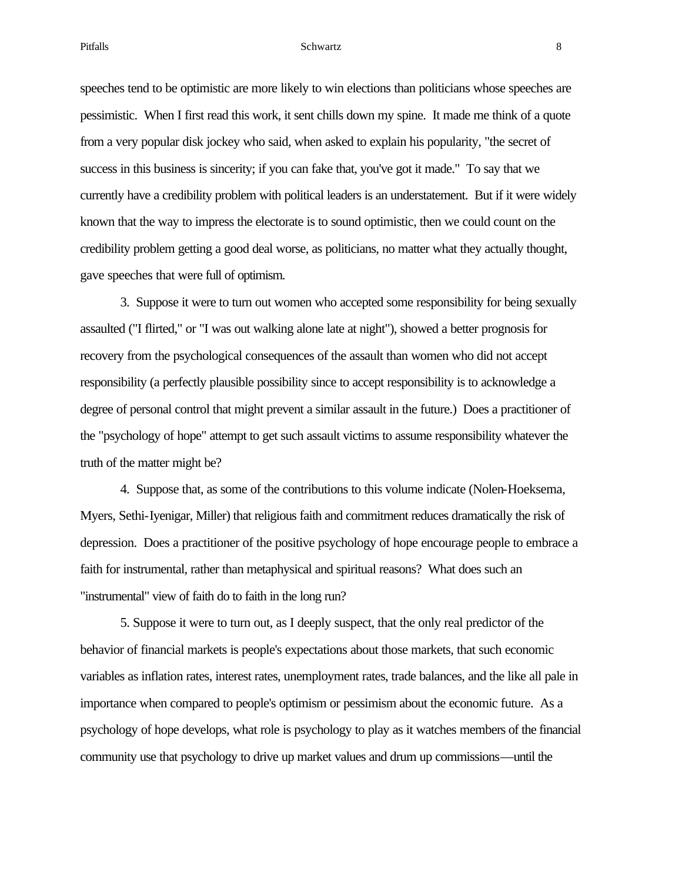speeches tend to be optimistic are more likely to win elections than politicians whose speeches are pessimistic. When I first read this work, it sent chills down my spine. It made me think of a quote from a very popular disk jockey who said, when asked to explain his popularity, "the secret of success in this business is sincerity; if you can fake that, you've got it made." To say that we currently have a credibility problem with political leaders is an understatement. But if it were widely known that the way to impress the electorate is to sound optimistic, then we could count on the credibility problem getting a good deal worse, as politicians, no matter what they actually thought, gave speeches that were full of optimism.

3. Suppose it were to turn out women who accepted some responsibility for being sexually assaulted ("I flirted," or "I was out walking alone late at night"), showed a better prognosis for recovery from the psychological consequences of the assault than women who did not accept responsibility (a perfectly plausible possibility since to accept responsibility is to acknowledge a degree of personal control that might prevent a similar assault in the future.) Does a practitioner of the "psychology of hope" attempt to get such assault victims to assume responsibility whatever the truth of the matter might be?

4. Suppose that, as some of the contributions to this volume indicate (Nolen-Hoeksema, Myers, Sethi-Iyenigar, Miller) that religious faith and commitment reduces dramatically the risk of depression. Does a practitioner of the positive psychology of hope encourage people to embrace a faith for instrumental, rather than metaphysical and spiritual reasons? What does such an "instrumental" view of faith do to faith in the long run?

5. Suppose it were to turn out, as I deeply suspect, that the only real predictor of the behavior of financial markets is people's expectations about those markets, that such economic variables as inflation rates, interest rates, unemployment rates, trade balances, and the like all pale in importance when compared to people's optimism or pessimism about the economic future. As a psychology of hope develops, what role is psychology to play as it watches members of the financial community use that psychology to drive up market values and drum up commissions—until the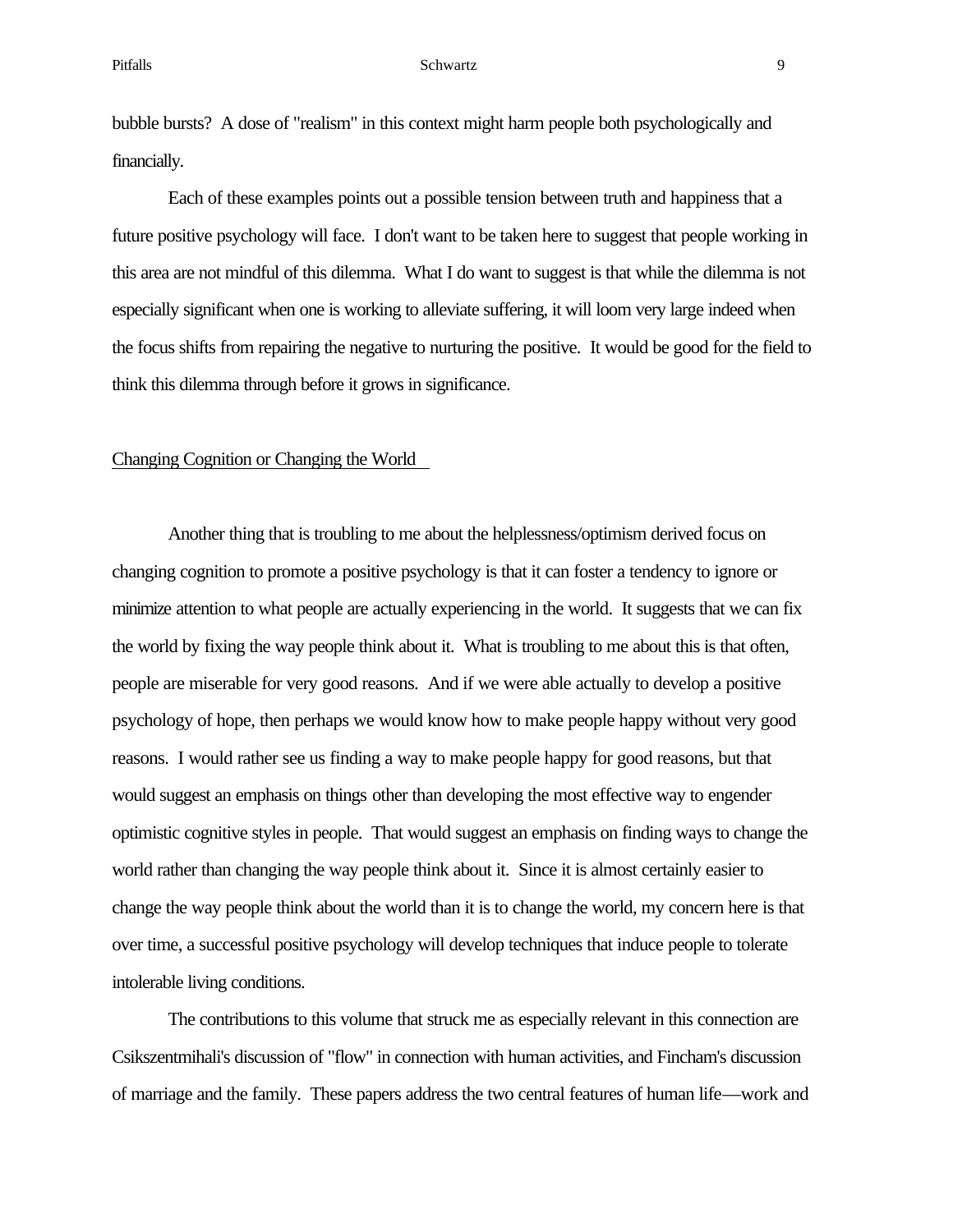bubble bursts? A dose of "realism" in this context might harm people both psychologically and financially.

Each of these examples points out a possible tension between truth and happiness that a future positive psychology will face. I don't want to be taken here to suggest that people working in this area are not mindful of this dilemma. What I do want to suggest is that while the dilemma is not especially significant when one is working to alleviate suffering, it will loom very large indeed when the focus shifts from repairing the negative to nurturing the positive. It would be good for the field to think this dilemma through before it grows in significance.

## Changing Cognition or Changing the World

Another thing that is troubling to me about the helplessness/optimism derived focus on changing cognition to promote a positive psychology is that it can foster a tendency to ignore or minimize attention to what people are actually experiencing in the world. It suggests that we can fix the world by fixing the way people think about it. What is troubling to me about this is that often, people are miserable for very good reasons. And if we were able actually to develop a positive psychology of hope, then perhaps we would know how to make people happy without very good reasons. I would rather see us finding a way to make people happy for good reasons, but that would suggest an emphasis on things other than developing the most effective way to engender optimistic cognitive styles in people. That would suggest an emphasis on finding ways to change the world rather than changing the way people think about it. Since it is almost certainly easier to change the way people think about the world than it is to change the world, my concern here is that over time, a successful positive psychology will develop techniques that induce people to tolerate intolerable living conditions.

The contributions to this volume that struck me as especially relevant in this connection are Csikszentmihali's discussion of "flow" in connection with human activities, and Fincham's discussion of marriage and the family. These papers address the two central features of human life—work and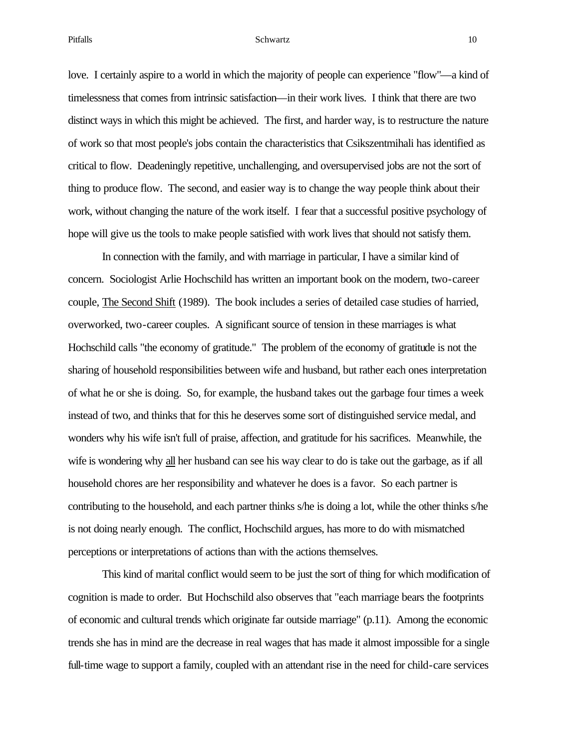love. I certainly aspire to a world in which the majority of people can experience "flow"—a kind of timelessness that comes from intrinsic satisfaction—in their work lives. I think that there are two distinct ways in which this might be achieved. The first, and harder way, is to restructure the nature of work so that most people's jobs contain the characteristics that Csikszentmihali has identified as critical to flow. Deadeningly repetitive, unchallenging, and oversupervised jobs are not the sort of thing to produce flow. The second, and easier way is to change the way people think about their work, without changing the nature of the work itself. I fear that a successful positive psychology of hope will give us the tools to make people satisfied with work lives that should not satisfy them.

In connection with the family, and with marriage in particular, I have a similar kind of concern. Sociologist Arlie Hochschild has written an important book on the modern, two-career couple, The Second Shift (1989). The book includes a series of detailed case studies of harried, overworked, two-career couples. A significant source of tension in these marriages is what Hochschild calls "the economy of gratitude." The problem of the economy of gratitude is not the sharing of household responsibilities between wife and husband, but rather each ones interpretation of what he or she is doing. So, for example, the husband takes out the garbage four times a week instead of two, and thinks that for this he deserves some sort of distinguished service medal, and wonders why his wife isn't full of praise, affection, and gratitude for his sacrifices. Meanwhile, the wife is wondering why all her husband can see his way clear to do is take out the garbage, as if all household chores are her responsibility and whatever he does is a favor. So each partner is contributing to the household, and each partner thinks s/he is doing a lot, while the other thinks s/he is not doing nearly enough. The conflict, Hochschild argues, has more to do with mismatched perceptions or interpretations of actions than with the actions themselves.

This kind of marital conflict would seem to be just the sort of thing for which modification of cognition is made to order. But Hochschild also observes that "each marriage bears the footprints of economic and cultural trends which originate far outside marriage" (p.11). Among the economic trends she has in mind are the decrease in real wages that has made it almost impossible for a single full-time wage to support a family, coupled with an attendant rise in the need for child-care services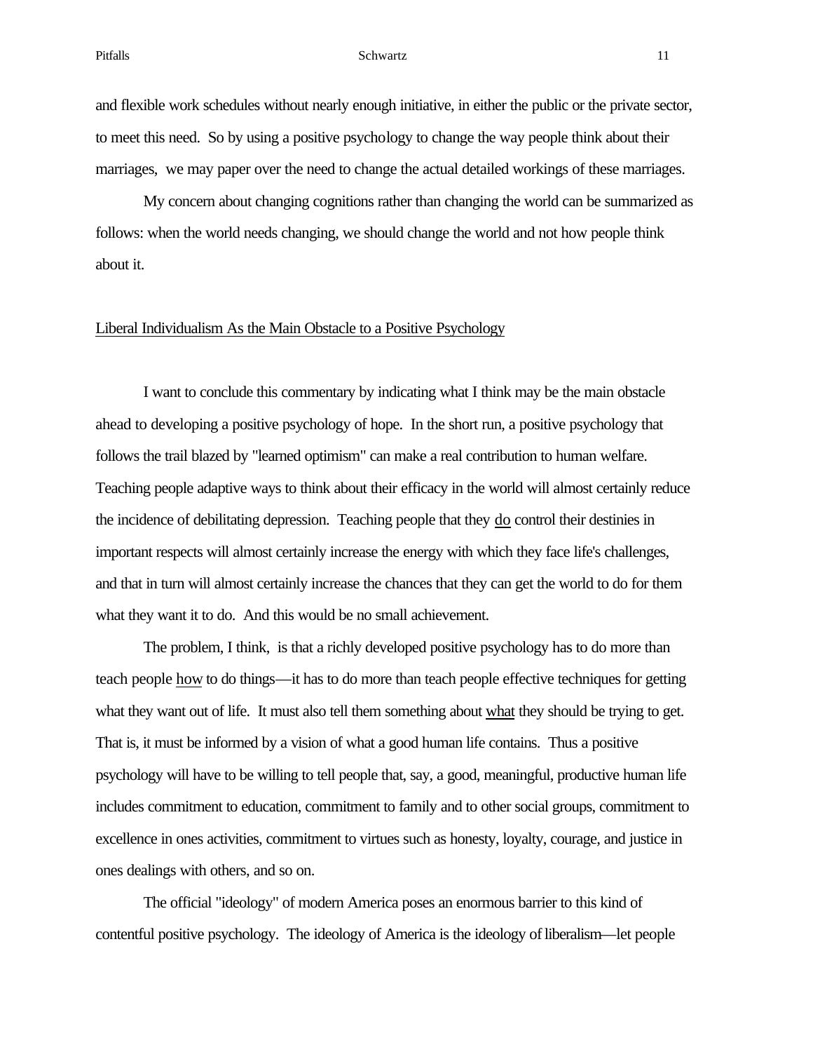and flexible work schedules without nearly enough initiative, in either the public or the private sector, to meet this need. So by using a positive psychology to change the way people think about their marriages, we may paper over the need to change the actual detailed workings of these marriages.

My concern about changing cognitions rather than changing the world can be summarized as follows: when the world needs changing, we should change the world and not how people think about it.

## Liberal Individualism As the Main Obstacle to a Positive Psychology

I want to conclude this commentary by indicating what I think may be the main obstacle ahead to developing a positive psychology of hope. In the short run, a positive psychology that follows the trail blazed by "learned optimism" can make a real contribution to human welfare. Teaching people adaptive ways to think about their efficacy in the world will almost certainly reduce the incidence of debilitating depression. Teaching people that they do control their destinies in important respects will almost certainly increase the energy with which they face life's challenges, and that in turn will almost certainly increase the chances that they can get the world to do for them what they want it to do. And this would be no small achievement.

The problem, I think, is that a richly developed positive psychology has to do more than teach people how to do things—it has to do more than teach people effective techniques for getting what they want out of life. It must also tell them something about what they should be trying to get. That is, it must be informed by a vision of what a good human life contains. Thus a positive psychology will have to be willing to tell people that, say, a good, meaningful, productive human life includes commitment to education, commitment to family and to other social groups, commitment to excellence in ones activities, commitment to virtues such as honesty, loyalty, courage, and justice in ones dealings with others, and so on.

The official "ideology" of modern America poses an enormous barrier to this kind of contentful positive psychology. The ideology of America is the ideology of liberalism—let people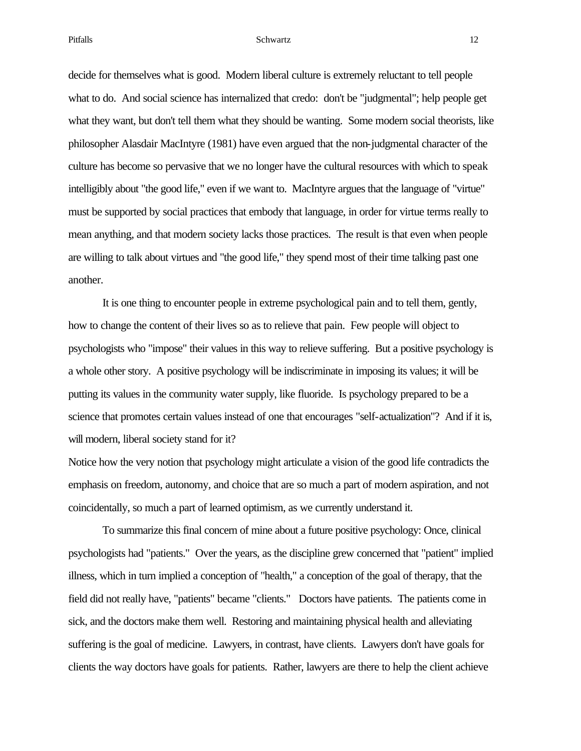decide for themselves what is good. Modern liberal culture is extremely reluctant to tell people what to do. And social science has internalized that credo: don't be "judgmental"; help people get what they want, but don't tell them what they should be wanting. Some modern social theorists, like philosopher Alasdair MacIntyre (1981) have even argued that the non-judgmental character of the culture has become so pervasive that we no longer have the cultural resources with which to speak intelligibly about "the good life," even if we want to. MacIntyre argues that the language of "virtue" must be supported by social practices that embody that language, in order for virtue terms really to mean anything, and that modern society lacks those practices. The result is that even when people are willing to talk about virtues and "the good life," they spend most of their time talking past one another.

It is one thing to encounter people in extreme psychological pain and to tell them, gently, how to change the content of their lives so as to relieve that pain. Few people will object to psychologists who "impose" their values in this way to relieve suffering. But a positive psychology is a whole other story. A positive psychology will be indiscriminate in imposing its values; it will be putting its values in the community water supply, like fluoride. Is psychology prepared to be a science that promotes certain values instead of one that encourages "self-actualization"? And if it is, will modern, liberal society stand for it?

Notice how the very notion that psychology might articulate a vision of the good life contradicts the emphasis on freedom, autonomy, and choice that are so much a part of modern aspiration, and not coincidentally, so much a part of learned optimism, as we currently understand it.

To summarize this final concern of mine about a future positive psychology: Once, clinical psychologists had "patients." Over the years, as the discipline grew concerned that "patient" implied illness, which in turn implied a conception of "health," a conception of the goal of therapy, that the field did not really have, "patients" became "clients." Doctors have patients. The patients come in sick, and the doctors make them well. Restoring and maintaining physical health and alleviating suffering is the goal of medicine. Lawyers, in contrast, have clients. Lawyers don't have goals for clients the way doctors have goals for patients. Rather, lawyers are there to help the client achieve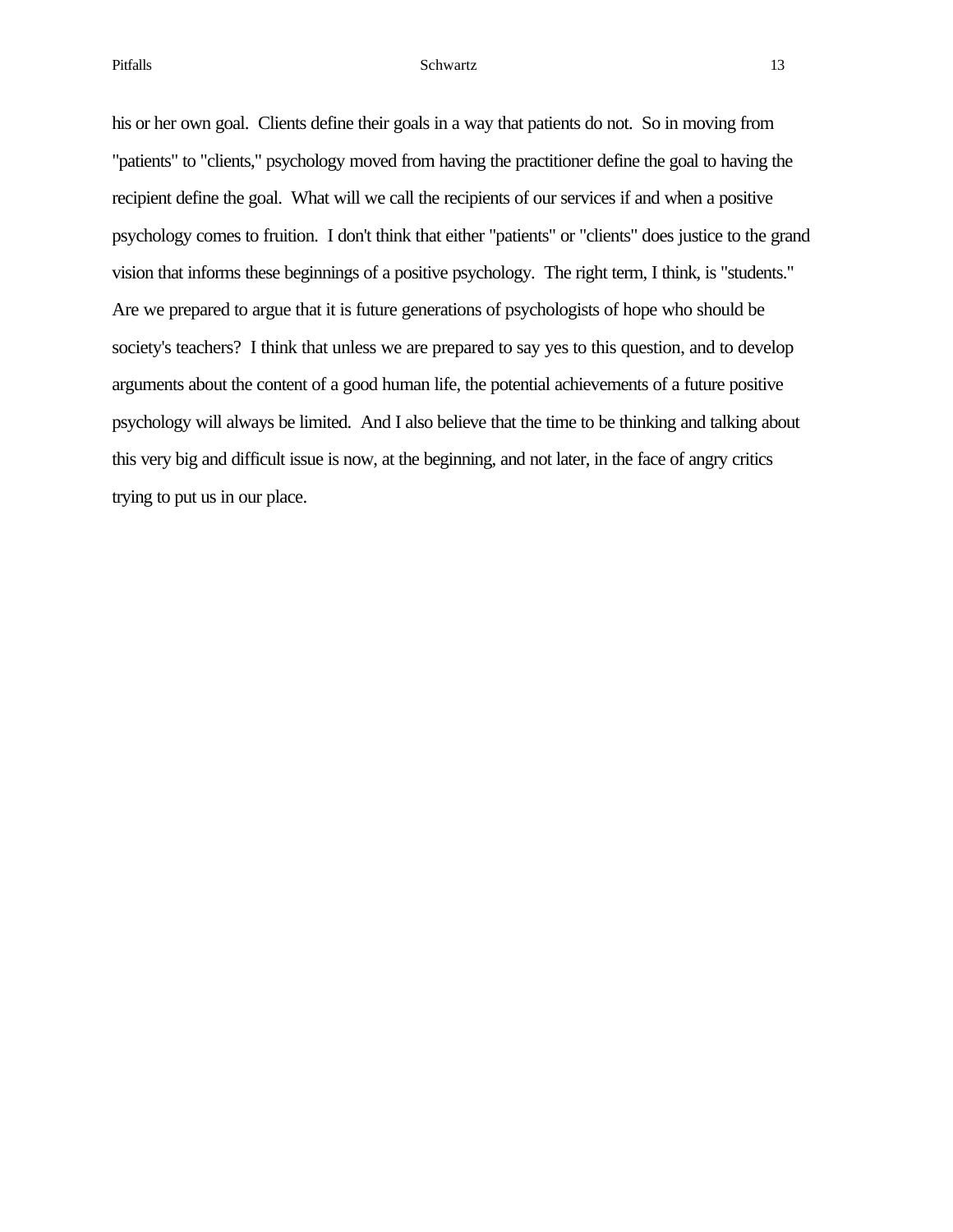his or her own goal. Clients define their goals in a way that patients do not. So in moving from "patients" to "clients," psychology moved from having the practitioner define the goal to having the recipient define the goal. What will we call the recipients of our services if and when a positive psychology comes to fruition. I don't think that either "patients" or "clients" does justice to the grand vision that informs these beginnings of a positive psychology. The right term, I think, is "students." Are we prepared to argue that it is future generations of psychologists of hope who should be society's teachers? I think that unless we are prepared to say yes to this question, and to develop arguments about the content of a good human life, the potential achievements of a future positive psychology will always be limited. And I also believe that the time to be thinking and talking about this very big and difficult issue is now, at the beginning, and not later, in the face of angry critics trying to put us in our place.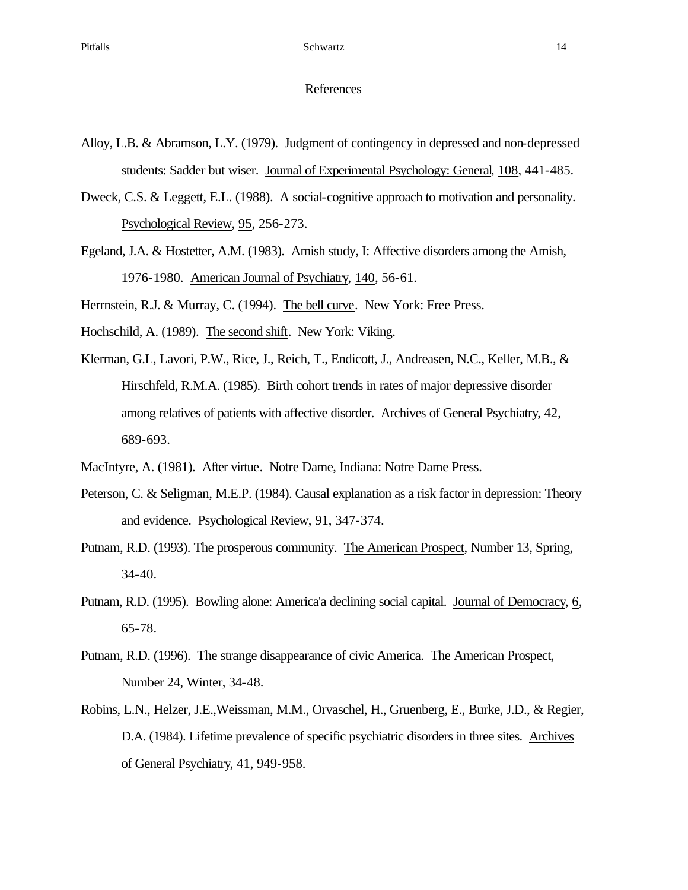# References

Alloy, L.B. & Abramson, L.Y. (1979). Judgment of contingency in depressed and non-depressed students: Sadder but wiser. Journal of Experimental Psychology: General, 108, 441-485.

Dweck, C.S. & Leggett, E.L. (1988). A social-cognitive approach to motivation and personality. Psychological Review, 95, 256-273.

Egeland, J.A. & Hostetter, A.M. (1983). Amish study, I: Affective disorders among the Amish, 1976-1980. American Journal of Psychiatry, 140, 56-61.

Herrnstein, R.J. & Murray, C. (1994). The bell curve. New York: Free Press.

Hochschild, A. (1989). The second shift. New York: Viking.

Klerman, G.L, Lavori, P.W., Rice, J., Reich, T., Endicott, J., Andreasen, N.C., Keller, M.B., & Hirschfeld, R.M.A. (1985). Birth cohort trends in rates of major depressive disorder among relatives of patients with affective disorder. Archives of General Psychiatry, 42, 689-693.

MacIntyre, A. (1981). After virtue. Notre Dame, Indiana: Notre Dame Press.

Peterson, C. & Seligman, M.E.P. (1984). Causal explanation as a risk factor in depression: Theory and evidence. Psychological Review, 91, 347-374.

Putnam, R.D. (1993). The prosperous community. The American Prospect, Number 13, Spring, 34-40.

Putnam, R.D. (1995). Bowling alone: America'a declining social capital. Journal of Democracy, 6, 65-78.

Putnam, R.D. (1996). The strange disappearance of civic America. The American Prospect, Number 24, Winter, 34-48.

Robins, L.N., Helzer, J.E.,Weissman, M.M., Orvaschel, H., Gruenberg, E., Burke, J.D., & Regier, D.A. (1984). Lifetime prevalence of specific psychiatric disorders in three sites. Archives of General Psychiatry, 41, 949-958.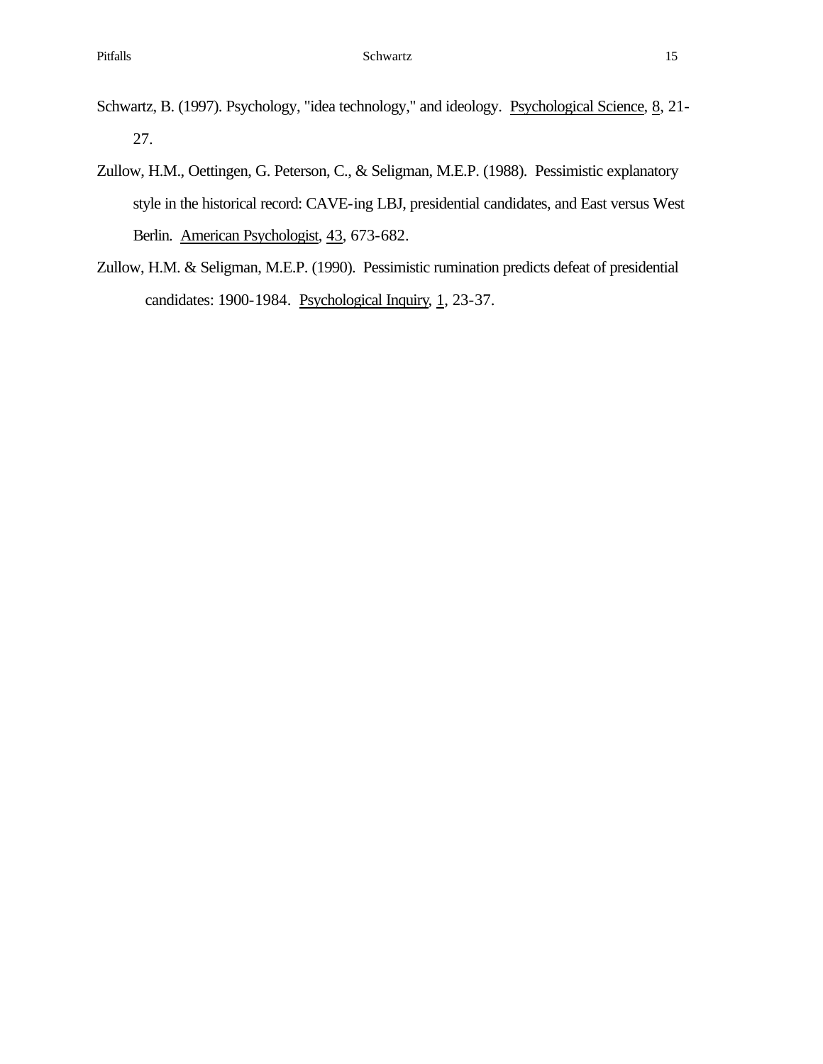Schwartz, B. (1997). Psychology, "idea technology," and ideology. Psychological Science, 8, 21-27.

Zullow, H.M., Oettingen, G. Peterson, C., & Seligman, M.E.P. (1988). Pessimistic explanatory style in the historical record: CAVE-ing LBJ, presidential candidates, and East versus West Berlin. American Psychologist, 43, 673-682.

Zullow, H.M. & Seligman, M.E.P. (1990). Pessimistic rumination predicts defeat of presidential candidates: 1900-1984. Psychological Inquiry, 1, 23-37.